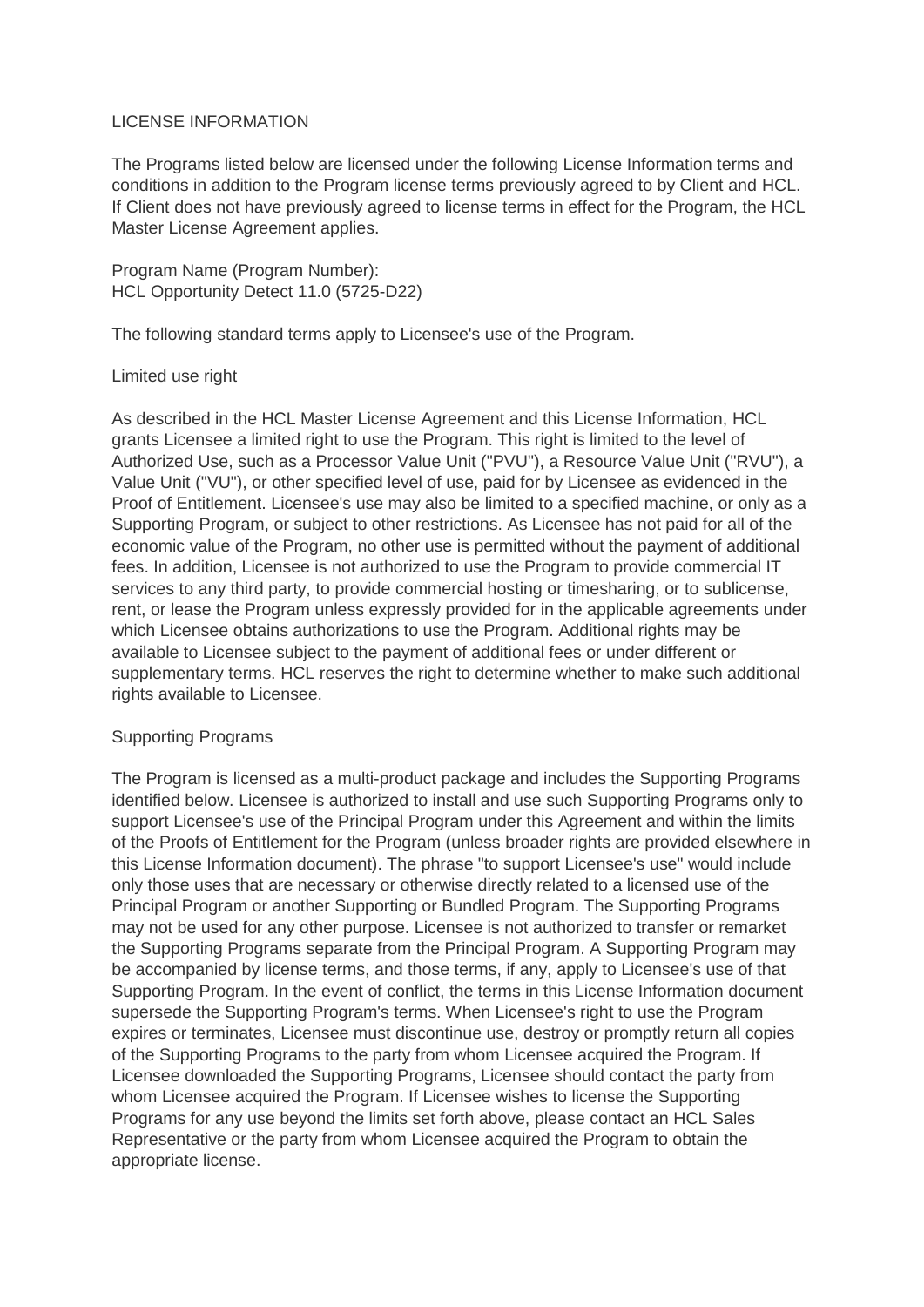# LICENSE INFORMATION

The Programs listed below are licensed under the following License Information terms and conditions in addition to the Program license terms previously agreed to by Client and HCL. If Client does not have previously agreed to license terms in effect for the Program, the HCL Master License Agreement applies.

Program Name (Program Number):
HCL Opportunity Detect 11.0 (5725-D22)

The following standard terms apply to Licensee's use of the Program.

## Limited use right

As described in the HCL Master License Agreement and this License Information, HCL grants Licensee a limited right to use the Program. This right is limited to the level of Authorized Use, such as a Processor Value Unit ("PVU"), a Resource Value Unit ("RVU"), a Value Unit ("VU"), or other specified level of use, paid for by Licensee as evidenced in the Proof of Entitlement. Licensee's use may also be limited to a specified machine, or only as a Supporting Program, or subject to other restrictions. As Licensee has not paid for all of the economic value of the Program, no other use is permitted without the payment of additional fees. In addition, Licensee is not authorized to use the Program to provide commercial IT services to any third party, to provide commercial hosting or timesharing, or to sublicense, rent, or lease the Program unless expressly provided for in the applicable agreements under which Licensee obtains authorizations to use the Program. Additional rights may be available to Licensee subject to the payment of additional fees or under different or supplementary terms. HCL reserves the right to determine whether to make such additional rights available to Licensee.

## Supporting Programs

The Program is licensed as a multi-product package and includes the Supporting Programs identified below. Licensee is authorized to install and use such Supporting Programs only to support Licensee's use of the Principal Program under this Agreement and within the limits of the Proofs of Entitlement for the Program (unless broader rights are provided elsewhere in this License Information document). The phrase "to support Licensee's use" would include only those uses that are necessary or otherwise directly related to a licensed use of the Principal Program or another Supporting or Bundled Program. The Supporting Programs may not be used for any other purpose. Licensee is not authorized to transfer or remarket the Supporting Programs separate from the Principal Program. A Supporting Program may be accompanied by license terms, and those terms, if any, apply to Licensee's use of that Supporting Program. In the event of conflict, the terms in this License Information document supersede the Supporting Program's terms. When Licensee's right to use the Program expires or terminates, Licensee must discontinue use, destroy or promptly return all copies of the Supporting Programs to the party from whom Licensee acquired the Program. If Licensee downloaded the Supporting Programs, Licensee should contact the party from whom Licensee acquired the Program. If Licensee wishes to license the Supporting Programs for any use beyond the limits set forth above, please contact an HCL Sales Representative or the party from whom Licensee acquired the Program to obtain the appropriate license.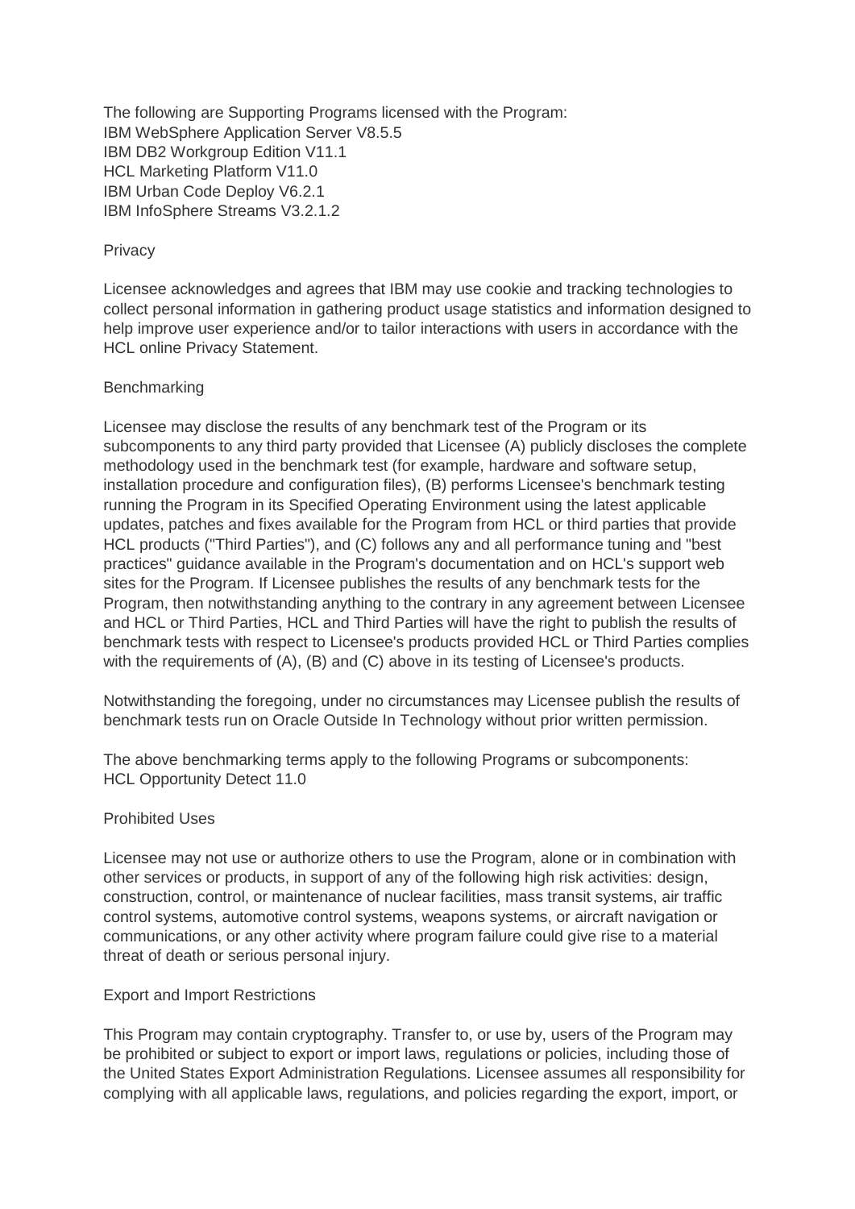The following are Supporting Programs licensed with the Program:
IBM WebSphere Application Server V8.5.5
IBM DB2 Workgroup Edition V11.1
HCL Marketing Platform V11.0
IBM Urban Code Deploy V6.2.1
IBM InfoSphere Streams V3.2.1.2

## Privacy

Licensee acknowledges and agrees that IBM may use cookie and tracking technologies to collect personal information in gathering product usage statistics and information designed to help improve user experience and/or to tailor interactions with users in accordance with the HCL online Privacy Statement.

## Benchmarking

Licensee may disclose the results of any benchmark test of the Program or its subcomponents to any third party provided that Licensee (A) publicly discloses the complete methodology used in the benchmark test (for example, hardware and software setup, installation procedure and configuration files), (B) performs Licensee's benchmark testing running the Program in its Specified Operating Environment using the latest applicable updates, patches and fixes available for the Program from HCL or third parties that provide HCL products ("Third Parties"), and (C) follows any and all performance tuning and "best practices" guidance available in the Program's documentation and on HCL's support web sites for the Program. If Licensee publishes the results of any benchmark tests for the Program, then notwithstanding anything to the contrary in any agreement between Licensee and HCL or Third Parties, HCL and Third Parties will have the right to publish the results of benchmark tests with respect to Licensee's products provided HCL or Third Parties complies with the requirements of (A), (B) and (C) above in its testing of Licensee's products.

Notwithstanding the foregoing, under no circumstances may Licensee publish the results of benchmark tests run on Oracle Outside In Technology without prior written permission.

The above benchmarking terms apply to the following Programs or subcomponents:
HCL Opportunity Detect 11.0

## Prohibited Uses

Licensee may not use or authorize others to use the Program, alone or in combination with other services or products, in support of any of the following high risk activities: design, construction, control, or maintenance of nuclear facilities, mass transit systems, air traffic control systems, automotive control systems, weapons systems, or aircraft navigation or communications, or any other activity where program failure could give rise to a material threat of death or serious personal injury.

## Export and Import Restrictions

This Program may contain cryptography. Transfer to, or use by, users of the Program may be prohibited or subject to export or import laws, regulations or policies, including those of the United States Export Administration Regulations. Licensee assumes all responsibility for complying with all applicable laws, regulations, and policies regarding the export, import, or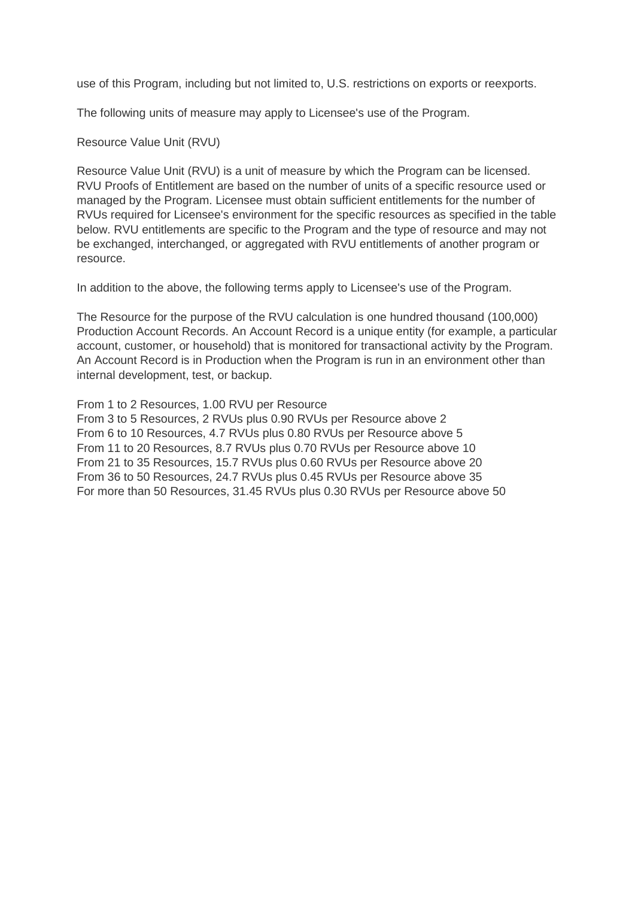use of this Program, including but not limited to, U.S. restrictions on exports or reexports.

The following units of measure may apply to Licensee's use of the Program.

Resource Value Unit (RVU)

Resource Value Unit (RVU) is a unit of measure by which the Program can be licensed. RVU Proofs of Entitlement are based on the number of units of a specific resource used or managed by the Program. Licensee must obtain sufficient entitlements for the number of RVUs required for Licensee's environment for the specific resources as specified in the table below. RVU entitlements are specific to the Program and the type of resource and may not be exchanged, interchanged, or aggregated with RVU entitlements of another program or resource.

In addition to the above, the following terms apply to Licensee's use of the Program.

The Resource for the purpose of the RVU calculation is one hundred thousand (100,000) Production Account Records. An Account Record is a unique entity (for example, a particular account, customer, or household) that is monitored for transactional activity by the Program. An Account Record is in Production when the Program is run in an environment other than internal development, test, or backup.

From 1 to 2 Resources, 1.00 RVU per Resource
From 3 to 5 Resources, 2 RVUs plus 0.90 RVUs per Resource above 2
From 6 to 10 Resources, 4.7 RVUs plus 0.80 RVUs per Resource above 5
From 11 to 20 Resources, 8.7 RVUs plus 0.70 RVUs per Resource above 10
From 21 to 35 Resources, 15.7 RVUs plus 0.60 RVUs per Resource above 20
From 36 to 50 Resources, 24.7 RVUs plus 0.45 RVUs per Resource above 35
For more than 50 Resources, 31.45 RVUs plus 0.30 RVUs per Resource above 50